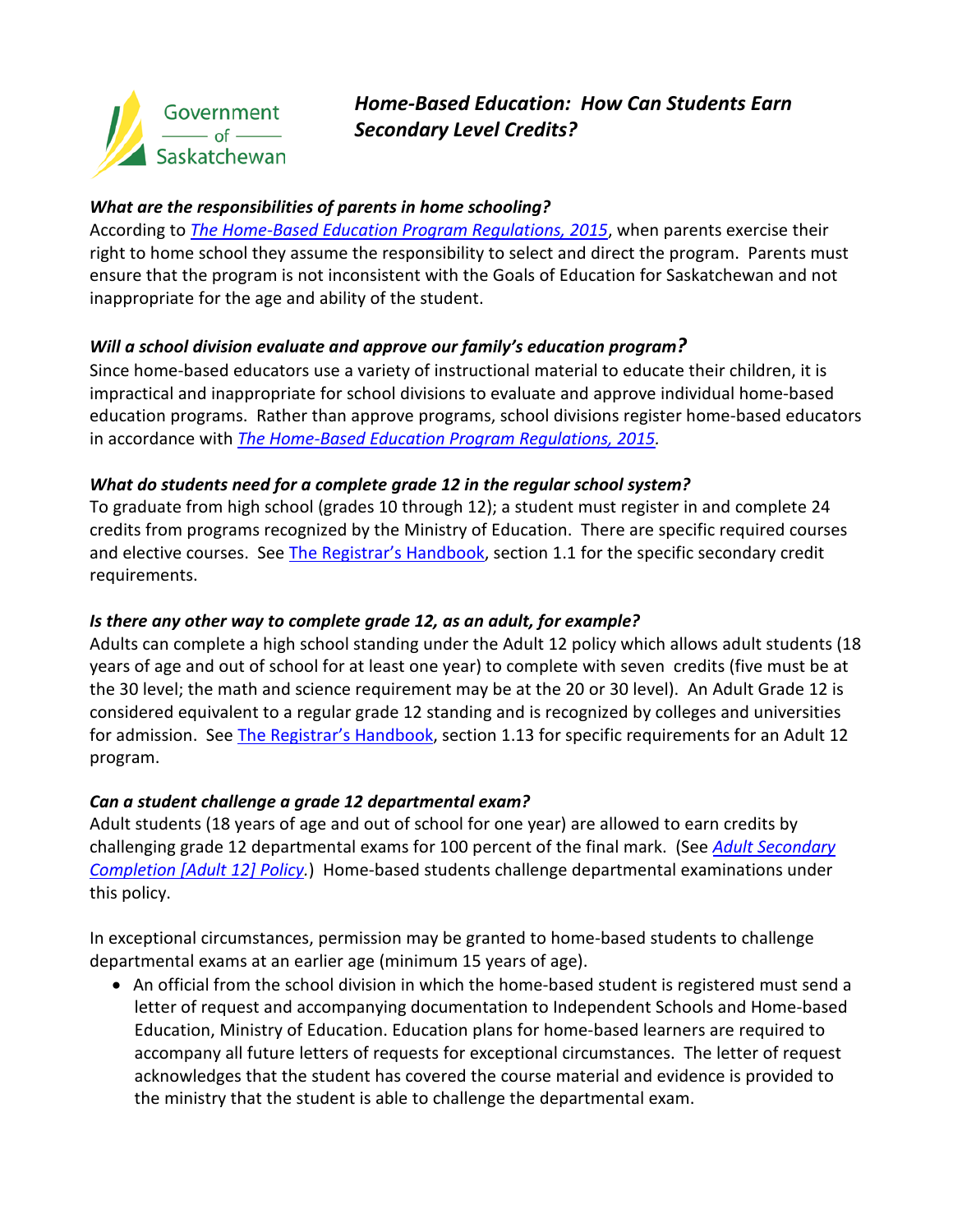Government of Saskatchewan

# *Home-Based Education: How Can Students Earn Secondary Level Credits?*

### *What are the responsibilities of parents in home schooling?*

According to *The Home-Based Education Program Regulations, 2015*, when parents exercise their right to home school they assume the responsibility to select and direct the program. Parents must ensure that the program is not inconsistent with the Goals of Education for Saskatchewan and not inappropriate for the age and ability of the student.

### *Will a school division evaluate and approve our family's education program?*

Since home-based educators use a variety of instructional material to educate their children, it is impractical and inappropriate for school divisions to evaluate and approve individual home-based education programs. Rather than approve programs, school divisions register home-based educators in accordance with *The Home-Based Education Program Regulations, 2015.*

### *What do students need for a complete grade 12 in the regular school system?*

To graduate from high school (grades 10 through 12); a student must register in and complete 24 credits from programs recognized by the Ministry of Education. There are specific required courses and elective courses. See The Registrar's Handbook, section 1.1 for the specific secondary credit requirements.

### *Is there any other way to complete grade 12, as an adult, for example?*

Adults can complete a high school standing under the Adult 12 policy which allows adult students (18 years of age and out of school for at least one year) to complete with seven credits (five must be at the 30 level; the math and science requirement may be at the 20 or 30 level). An Adult Grade 12 is considered equivalent to a regular grade 12 standing and is recognized by colleges and universities for admission. See The Registrar's Handbook, section 1.13 for specific requirements for an Adult 12 program.

### *Can a student challenge a grade 12 departmental exam?*

Adult students (18 years of age and out of school for one year) are allowed to earn credits by challenging grade 12 departmental exams for 100 percent of the final mark. (See *Adult Secondary Completion [Adult 12] Policy*.) Home-based students challenge departmental examinations under this policy.

In exceptional circumstances, permission may be granted to home-based students to challenge departmental exams at an earlier age (minimum 15 years of age).

- An official from the school division in which the home-based student is registered must send a letter of request and accompanying documentation to Independent Schools and Home-based Education, Ministry of Education. Education plans for home-based learners are required to accompany all future letters of requests for exceptional circumstances. The letter of request acknowledges that the student has covered the course material and evidence is provided to the ministry that the student is able to challenge the departmental exam.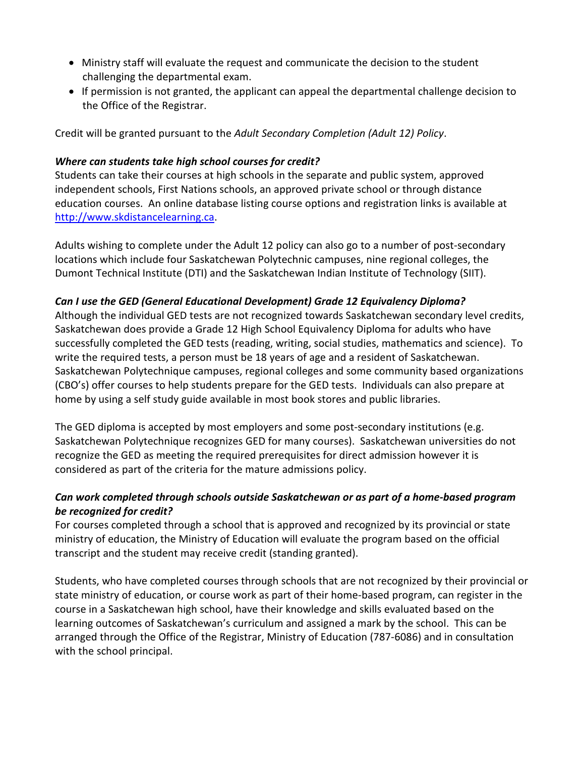- Ministry staff will evaluate the request and communicate the decision to the student challenging the departmental exam.
- If permission is not granted, the applicant can appeal the departmental challenge decision to the Office of the Registrar.

Credit will be granted pursuant to the *Adult Secondary Completion (Adult 12) Policy*.

***Where can students take high school courses for credit?***

Students can take their courses at high schools in the separate and public system, approved independent schools, First Nations schools, an approved private school or through distance education courses. An online database listing course options and registration links is available at [http://www.skdistancelearning.ca](http://www.skdistancelearning.ca).

Adults wishing to complete under the Adult 12 policy can also go to a number of post-secondary locations which include four Saskatchewan Polytechnic campuses, nine regional colleges, the Dumont Technical Institute (DTI) and the Saskatchewan Indian Institute of Technology (SIIT).

***Can I use the GED (General Educational Development) Grade 12 Equivalency Diploma?***

Although the individual GED tests are not recognized towards Saskatchewan secondary level credits, Saskatchewan does provide a Grade 12 High School Equivalency Diploma for adults who have successfully completed the GED tests (reading, writing, social studies, mathematics and science). To write the required tests, a person must be 18 years of age and a resident of Saskatchewan. Saskatchewan Polytechnique campuses, regional colleges and some community based organizations (CBO's) offer courses to help students prepare for the GED tests. Individuals can also prepare at home by using a self study guide available in most book stores and public libraries.

The GED diploma is accepted by most employers and some post-secondary institutions (e.g. Saskatchewan Polytechnique recognizes GED for many courses). Saskatchewan universities do not recognize the GED as meeting the required prerequisites for direct admission however it is considered as part of the criteria for the mature admissions policy.

***Can work completed through schools outside Saskatchewan or as part of a home-based program be recognized for credit?***

For courses completed through a school that is approved and recognized by its provincial or state ministry of education, the Ministry of Education will evaluate the program based on the official transcript and the student may receive credit (standing granted).

Students, who have completed courses through schools that are not recognized by their provincial or state ministry of education, or course work as part of their home-based program, can register in the course in a Saskatchewan high school, have their knowledge and skills evaluated based on the learning outcomes of Saskatchewan's curriculum and assigned a mark by the school. This can be arranged through the Office of the Registrar, Ministry of Education (787-6086) and in consultation with the school principal.